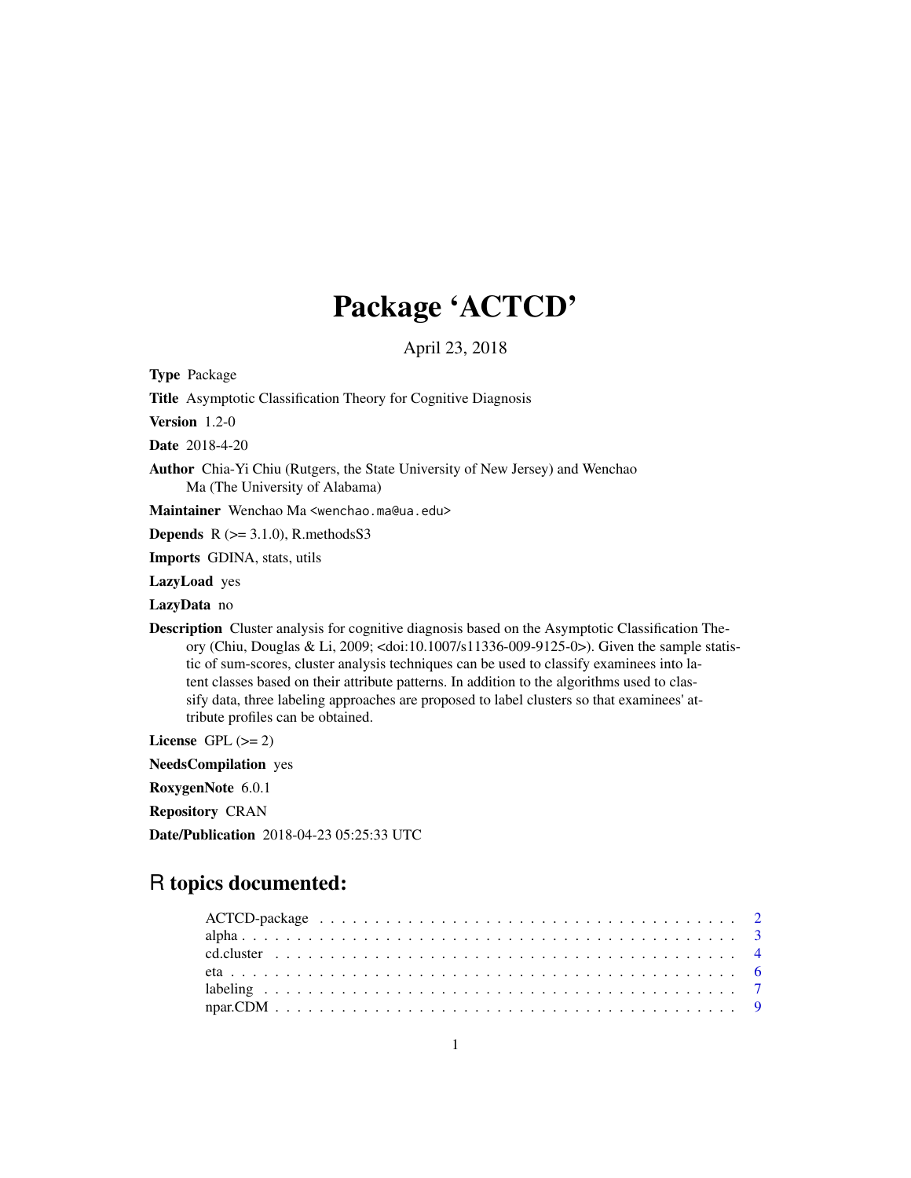# Package 'ACTCD'

April 23, 2018

**Type** Package

**Title** Asymptotic Classification Theory for Cognitive Diagnosis

**Version** 1.2-0

**Date** 2018-4-20

**Author** Chia-Yi Chiu (Rutgers, the State University of New Jersey) and Wenchao Ma (The University of Alabama)

**Maintainer** Wenchao Ma <wenchao.ma@ua.edu>

**Depends** R (>= 3.1.0), R.methodsS3

**Imports** GDINA, stats, utils

**LazyLoad** yes

**LazyData** no

**Description** Cluster analysis for cognitive diagnosis based on the Asymptotic Classification Theory (Chiu, Douglas & Li, 2009; <doi:10.1007/s11336-009-9125-0>). Given the sample statistic of sum-scores, cluster analysis techniques can be used to classify examinees into latent classes based on their attribute patterns. In addition to the algorithms used to classify data, three labeling approaches are proposed to label clusters so that examinees' attribute profiles can be obtained.

**License** GPL (>= 2)

**NeedsCompilation** yes

**RoxygenNote** 6.0.1

**Repository** CRAN

**Date/Publication** 2018-04-23 05:25:33 UTC

## R topics documented:

- ACTCD-package . . . . . . . . . . . . . . . . . . . . . . . . . . . . . . . . . . . 2
- alpha . . . . . . . . . . . . . . . . . . . . . . . . . . . . . . . . . . . . . . . . 3
- cd.cluster . . . . . . . . . . . . . . . . . . . . . . . . . . . . . . . . . . . . . 4
- eta . . . . . . . . . . . . . . . . . . . . . . . . . . . . . . . . . . . . . . . . . 6
- labeling . . . . . . . . . . . . . . . . . . . . . . . . . . . . . . . . . . . . . . 7
- npar.CDM . . . . . . . . . . . . . . . . . . . . . . . . . . . . . . . . . . . . . 9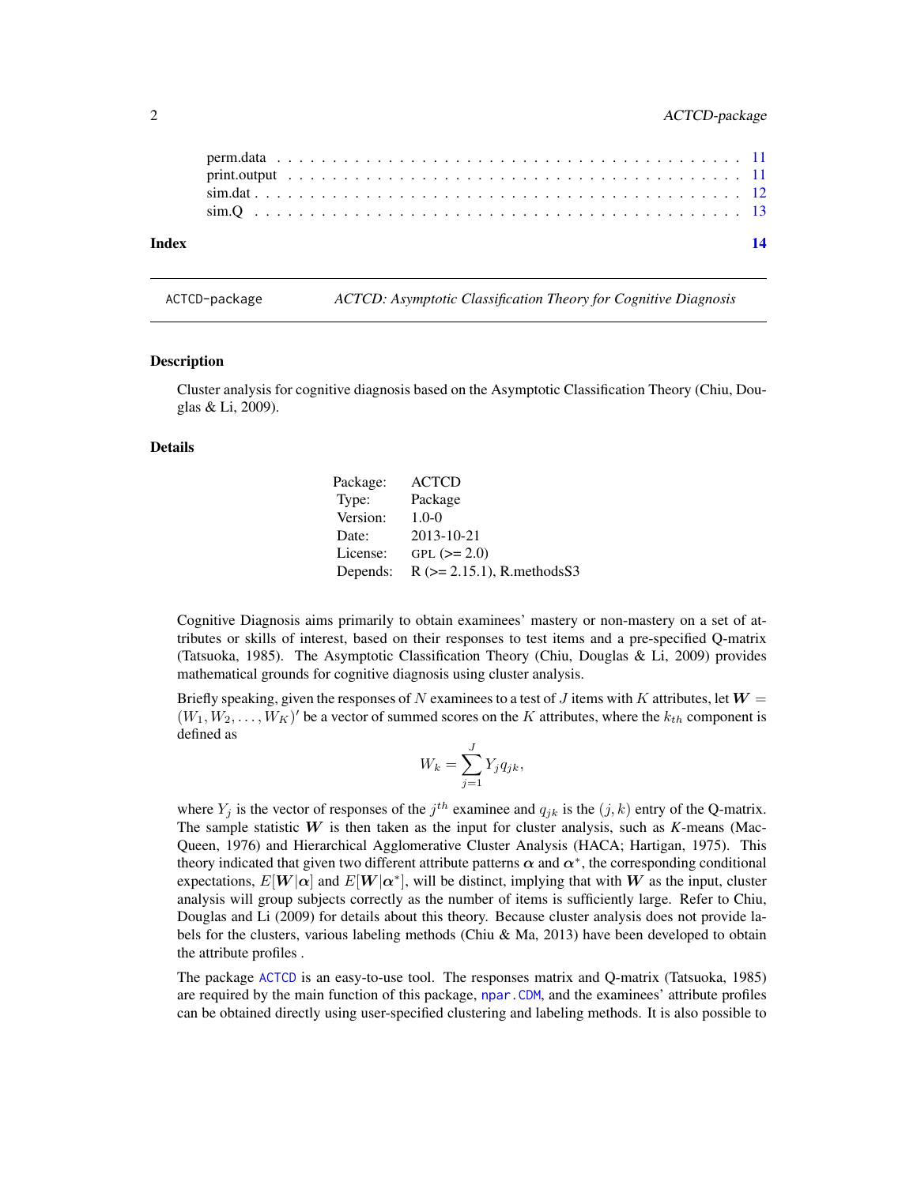perm.data . . . . . . . . . . . . . . . . . . . . . . . . . . . . . . . . . . . . . . . . 11
print.output . . . . . . . . . . . . . . . . . . . . . . . . . . . . . . . . . . . . . . . 11
sim.dat . . . . . . . . . . . . . . . . . . . . . . . . . . . . . . . . . . . . . . . . . 12
sim.Q . . . . . . . . . . . . . . . . . . . . . . . . . . . . . . . . . . . . . . . . . . 13

**Index** **14**

---

`ACTCD-package` *ACTCD: Asymptotic Classification Theory for Cognitive Diagnosis*

---

### Description

Cluster analysis for cognitive diagnosis based on the Asymptotic Classification Theory (Chiu, Douglas & Li, 2009).

### Details

| | |
|---|---|
| Package: | ACTCD |
| Type: | Package |
| Version: | 1.0-0 |
| Date: | 2013-10-21 |
| License: | GPL (>= 2.0) |
| Depends: | R (>= 2.15.1), R.methodsS3 |

Cognitive Diagnosis aims primarily to obtain examinees' mastery or non-mastery on a set of attributes or skills of interest, based on their responses to test items and a pre-specified Q-matrix (Tatsuoka, 1985). The Asymptotic Classification Theory (Chiu, Douglas & Li, 2009) provides mathematical grounds for cognitive diagnosis using cluster analysis.

Briefly speaking, given the responses of $N$ examinees to a test of $J$ items with $K$ attributes, let $\boldsymbol{W} = (W_1, W_2, \ldots, W_K)'$ be a vector of summed scores on the $K$ attributes, where the $k_{th}$ component is defined as

$$W_k = \sum_{j=1}^{J} Y_j q_{jk},$$

where $Y_j$ is the vector of responses of the $j^{th}$ examinee and $q_{jk}$ is the $(j, k)$ entry of the Q-matrix. The sample statistic $\boldsymbol{W}$ is then taken as the input for cluster analysis, such as *K*-means (MacQueen, 1976) and Hierarchical Agglomerative Cluster Analysis (HACA; Hartigan, 1975). This theory indicated that given two different attribute patterns $\boldsymbol{\alpha}$ and $\boldsymbol{\alpha}^*$, the corresponding conditional expectations, $E[\boldsymbol{W}|\boldsymbol{\alpha}]$ and $E[\boldsymbol{W}|\boldsymbol{\alpha}^*]$, will be distinct, implying that with $\boldsymbol{W}$ as the input, cluster analysis will group subjects correctly as the number of items is sufficiently large. Refer to Chiu, Douglas and Li (2009) for details about this theory. Because cluster analysis does not provide labels for the clusters, various labeling methods (Chiu & Ma, 2013) have been developed to obtain the attribute profiles .

The package `ACTCD` is an easy-to-use tool. The responses matrix and Q-matrix (Tatsuoka, 1985) are required by the main function of this package, `npar.CDM`, and the examinees' attribute profiles can be obtained directly using user-specified clustering and labeling methods. It is also possible to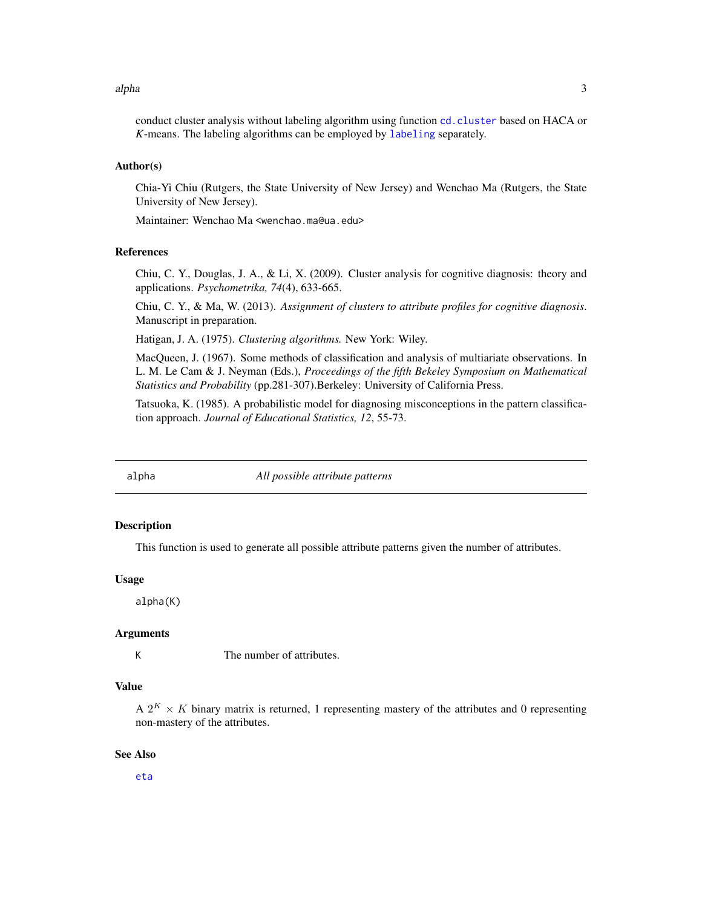conduct cluster analysis without labeling algorithm using function `cd.cluster` based on HACA or *K*-means. The labeling algorithms can be employed by `labeling` separately.

### Author(s)

Chia-Yi Chiu (Rutgers, the State University of New Jersey) and Wenchao Ma (Rutgers, the State University of New Jersey).

Maintainer: Wenchao Ma <wenchao.ma@ua.edu>

### References

Chiu, C. Y., Douglas, J. A., & Li, X. (2009). Cluster analysis for cognitive diagnosis: theory and applications. *Psychometrika, 74*(4), 633-665.

Chiu, C. Y., & Ma, W. (2013). *Assignment of clusters to attribute profiles for cognitive diagnosis*. Manuscript in preparation.

Hatigan, J. A. (1975). *Clustering algorithms.* New York: Wiley.

MacQueen, J. (1967). Some methods of classification and analysis of multiariate observations. In L. M. Le Cam & J. Neyman (Eds.), *Proceedings of the fifth Bekeley Symposium on Mathematical Statistics and Probability* (pp.281-307).Berkeley: University of California Press.

Tatsuoka, K. (1985). A probabilistic model for diagnosing misconceptions in the pattern classification approach. *Journal of Educational Statistics, 12*, 55-73.

---

## alpha — *All possible attribute patterns*

---

### Description

This function is used to generate all possible attribute patterns given the number of attributes.

### Usage

```
alpha(K)
```

### Arguments

| | |
|---|---|
| K | The number of attributes. |

### Value

A $2^K \times K$ binary matrix is returned, 1 representing mastery of the attributes and 0 representing non-mastery of the attributes.

### See Also

`eta`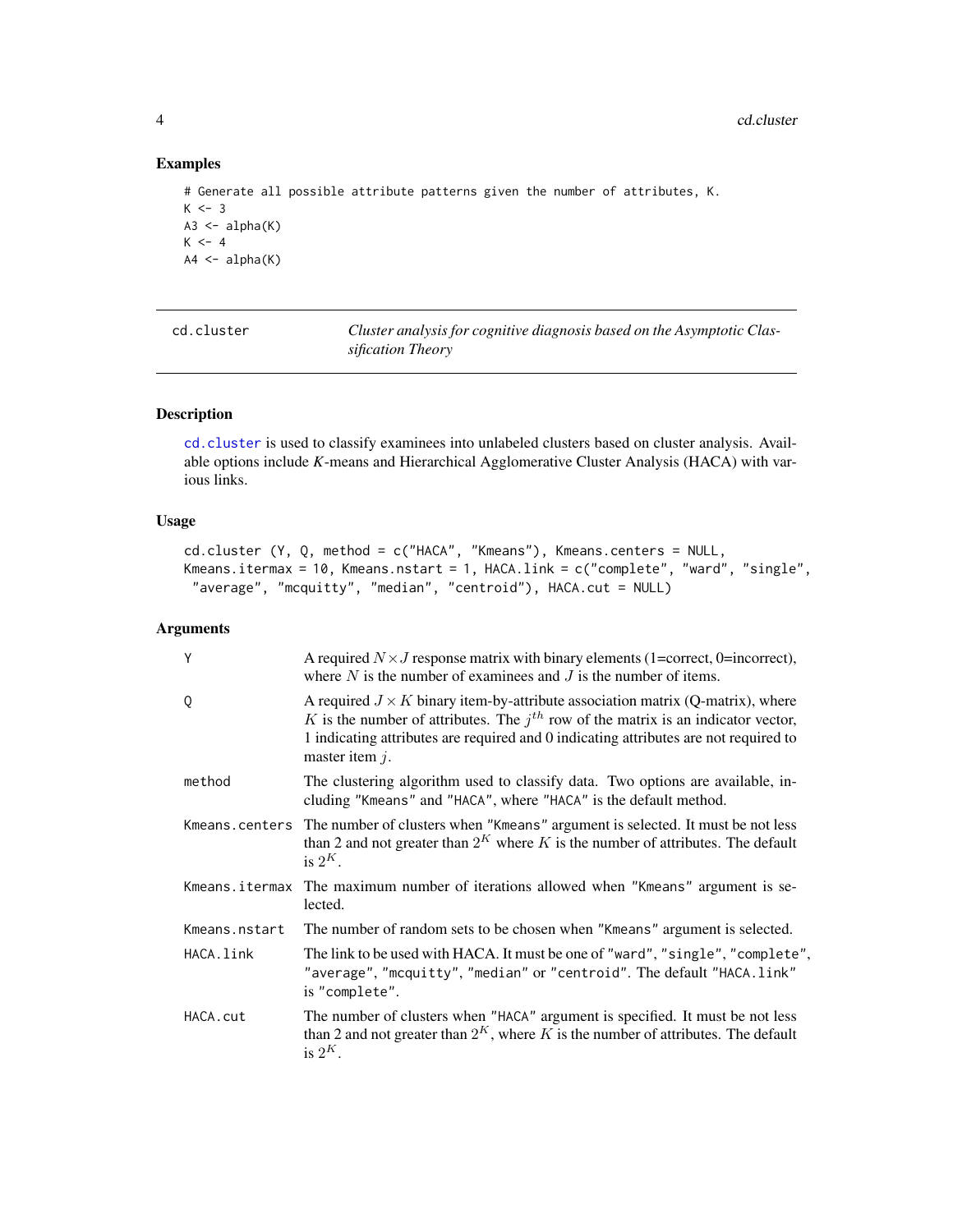## Examples

```
# Generate all possible attribute patterns given the number of attributes, K.
K <- 3
A3 <- alpha(K)
K <- 4
A4 <- alpha(K)
```

---

cd.cluster — *Cluster analysis for cognitive diagnosis based on the Asymptotic Classification Theory*

---

## Description

cd.cluster is used to classify examinees into unlabeled clusters based on cluster analysis. Available options include *K*-means and Hierarchical Agglomerative Cluster Analysis (HACA) with various links.

## Usage

```
cd.cluster (Y, Q, method = c("HACA", "Kmeans"), Kmeans.centers = NULL,
Kmeans.itermax = 10, Kmeans.nstart = 1, HACA.link = c("complete", "ward", "single",
 "average", "mcquitty", "median", "centroid"), HACA.cut = NULL)
```

## Arguments

| | |
|---|---|
| Y | A required $N \times J$ response matrix with binary elements (1=correct, 0=incorrect), where $N$ is the number of examinees and $J$ is the number of items. |
| Q | A required $J \times K$ binary item-by-attribute association matrix (Q-matrix), where $K$ is the number of attributes. The $j^{th}$ row of the matrix is an indicator vector, 1 indicating attributes are required and 0 indicating attributes are not required to master item $j$. |
| method | The clustering algorithm used to classify data. Two options are available, including "Kmeans" and "HACA", where "HACA" is the default method. |
| Kmeans.centers | The number of clusters when "Kmeans" argument is selected. It must be not less than 2 and not greater than $2^K$ where $K$ is the number of attributes. The default is $2^K$. |
| Kmeans.itermax | The maximum number of iterations allowed when "Kmeans" argument is selected. |
| Kmeans.nstart | The number of random sets to be chosen when "Kmeans" argument is selected. |
| HACA.link | The link to be used with HACA. It must be one of "ward", "single", "complete", "average", "mcquitty", "median" or "centroid". The default "HACA.link" is "complete". |
| HACA.cut | The number of clusters when "HACA" argument is specified. It must be not less than 2 and not greater than $2^K$, where $K$ is the number of attributes. The default is $2^K$. |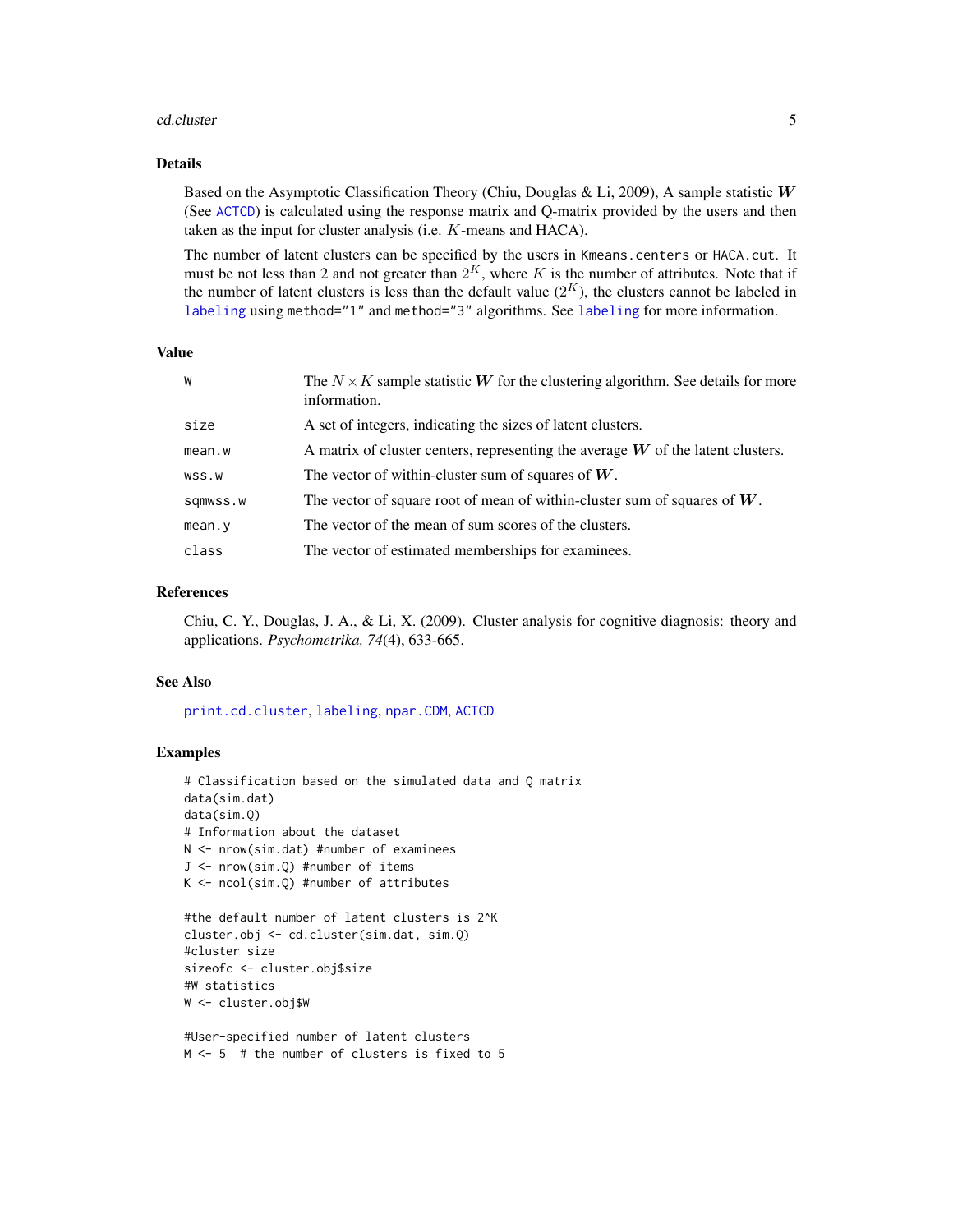### Details

Based on the Asymptotic Classification Theory (Chiu, Douglas & Li, 2009), A sample statistic $\boldsymbol{W}$ (See ACTCD) is calculated using the response matrix and Q-matrix provided by the users and then taken as the input for cluster analysis (i.e. $K$-means and HACA).

The number of latent clusters can be specified by the users in `Kmeans.centers` or `HACA.cut`. It must be not less than 2 and not greater than $2^K$, where $K$ is the number of attributes. Note that if the number of latent clusters is less than the default value ($2^K$), the clusters cannot be labeled in labeling using `method="1"` and `method="3"` algorithms. See labeling for more information.

### Value

| | |
|---|---|
| `W` | The $N \times K$ sample statistic $\boldsymbol{W}$ for the clustering algorithm. See details for more information. |
| `size` | A set of integers, indicating the sizes of latent clusters. |
| `mean.w` | A matrix of cluster centers, representing the average $\boldsymbol{W}$ of the latent clusters. |
| `wss.w` | The vector of within-cluster sum of squares of $\boldsymbol{W}$. |
| `sqmwss.w` | The vector of square root of mean of within-cluster sum of squares of $\boldsymbol{W}$. |
| `mean.y` | The vector of the mean of sum scores of the clusters. |
| `class` | The vector of estimated memberships for examinees. |

### References

Chiu, C. Y., Douglas, J. A., & Li, X. (2009). Cluster analysis for cognitive diagnosis: theory and applications. *Psychometrika, 74*(4), 633-665.

### See Also

print.cd.cluster, labeling, npar.CDM, ACTCD

### Examples

```
# Classification based on the simulated data and Q matrix
data(sim.dat)
data(sim.Q)
# Information about the dataset
N <- nrow(sim.dat) #number of examinees
J <- nrow(sim.Q) #number of items
K <- ncol(sim.Q) #number of attributes

#the default number of latent clusters is 2^K
cluster.obj <- cd.cluster(sim.dat, sim.Q)
#cluster size
sizeofc <- cluster.obj$size
#W statistics
W <- cluster.obj$W

#User-specified number of latent clusters
M <- 5  # the number of clusters is fixed to 5
```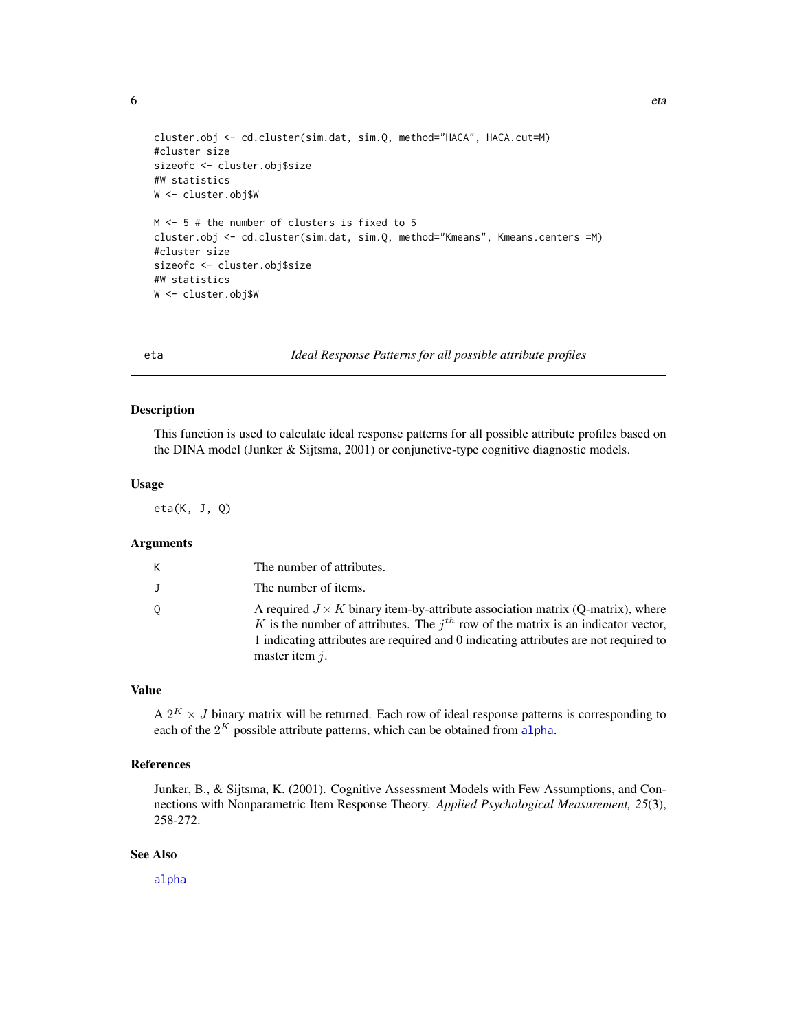```
cluster.obj <- cd.cluster(sim.dat, sim.Q, method="HACA", HACA.cut=M)
#cluster size
sizeofc <- cluster.obj$size
#W statistics
W <- cluster.obj$W

M <- 5 # the number of clusters is fixed to 5
cluster.obj <- cd.cluster(sim.dat, sim.Q, method="Kmeans", Kmeans.centers =M)
#cluster size
sizeofc <- cluster.obj$size
#W statistics
W <- cluster.obj$W
```

## eta — *Ideal Response Patterns for all possible attribute profiles*

### Description

This function is used to calculate ideal response patterns for all possible attribute profiles based on the DINA model (Junker & Sijtsma, 2001) or conjunctive-type cognitive diagnostic models.

### Usage

```
eta(K, J, Q)
```

### Arguments

| | |
|---|---|
| K | The number of attributes. |
| J | The number of items. |
| Q | A required $J \times K$ binary item-by-attribute association matrix (Q-matrix), where $K$ is the number of attributes. The $j^{th}$ row of the matrix is an indicator vector, 1 indicating attributes are required and 0 indicating attributes are not required to master item $j$. |

### Value

A $2^K \times J$ binary matrix will be returned. Each row of ideal response patterns is corresponding to each of the $2^K$ possible attribute patterns, which can be obtained from alpha.

### References

Junker, B., & Sijtsma, K. (2001). Cognitive Assessment Models with Few Assumptions, and Connections with Nonparametric Item Response Theory. *Applied Psychological Measurement, 25*(3), 258-272.

### See Also

alpha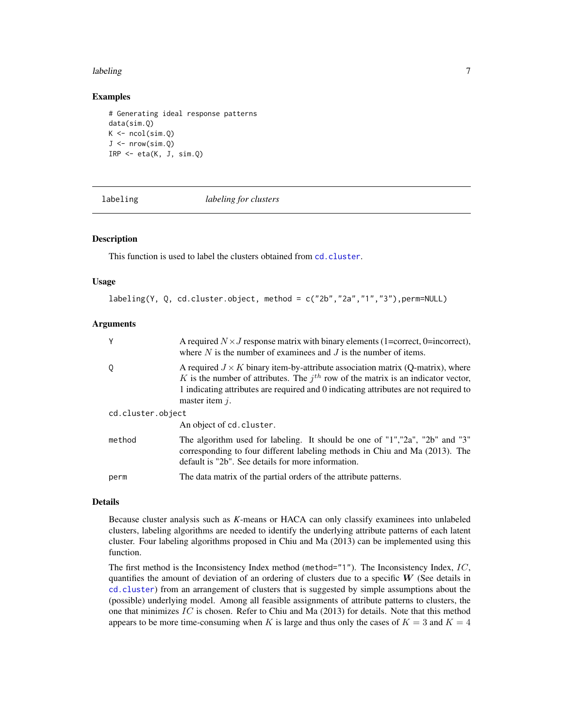### Examples

```
# Generating ideal response patterns
data(sim.Q)
K <- ncol(sim.Q)
J <- nrow(sim.Q)
IRP <- eta(K, J, sim.Q)
```

---

## labeling — *labeling for clusters*

---

### Description

This function is used to label the clusters obtained from `cd.cluster`.

### Usage

```
labeling(Y, Q, cd.cluster.object, method = c("2b","2a","1","3"),perm=NULL)
```

### Arguments

| | |
|---|---|
| `Y` | A required $N \times J$ response matrix with binary elements (1=correct, 0=incorrect), where $N$ is the number of examinees and $J$ is the number of items. |
| `Q` | A required $J \times K$ binary item-by-attribute association matrix (Q-matrix), where $K$ is the number of attributes. The $j^{th}$ row of the matrix is an indicator vector, 1 indicating attributes are required and 0 indicating attributes are not required to master item $j$. |
| `cd.cluster.object` | An object of `cd.cluster`. |
| `method` | The algorithm used for labeling. It should be one of "1","2a", "2b" and "3" corresponding to four different labeling methods in Chiu and Ma (2013). The default is "2b". See details for more information. |
| `perm` | The data matrix of the partial orders of the attribute patterns. |

### Details

Because cluster analysis such as *K*-means or HACA can only classify examinees into unlabeled clusters, labeling algorithms are needed to identify the underlying attribute patterns of each latent cluster. Four labeling algorithms proposed in Chiu and Ma (2013) can be implemented using this function.

The first method is the Inconsistency Index method (`method="1"`). The Inconsistency Index, $IC$, quantifies the amount of deviation of an ordering of clusters due to a specific $\boldsymbol{W}$ (See details in `cd.cluster`) from an arrangement of clusters that is suggested by simple assumptions about the (possible) underlying model. Among all feasible assignments of attribute patterns to clusters, the one that minimizes $IC$ is chosen. Refer to Chiu and Ma (2013) for details. Note that this method appears to be more time-consuming when $K$ is large and thus only the cases of $K = 3$ and $K = 4$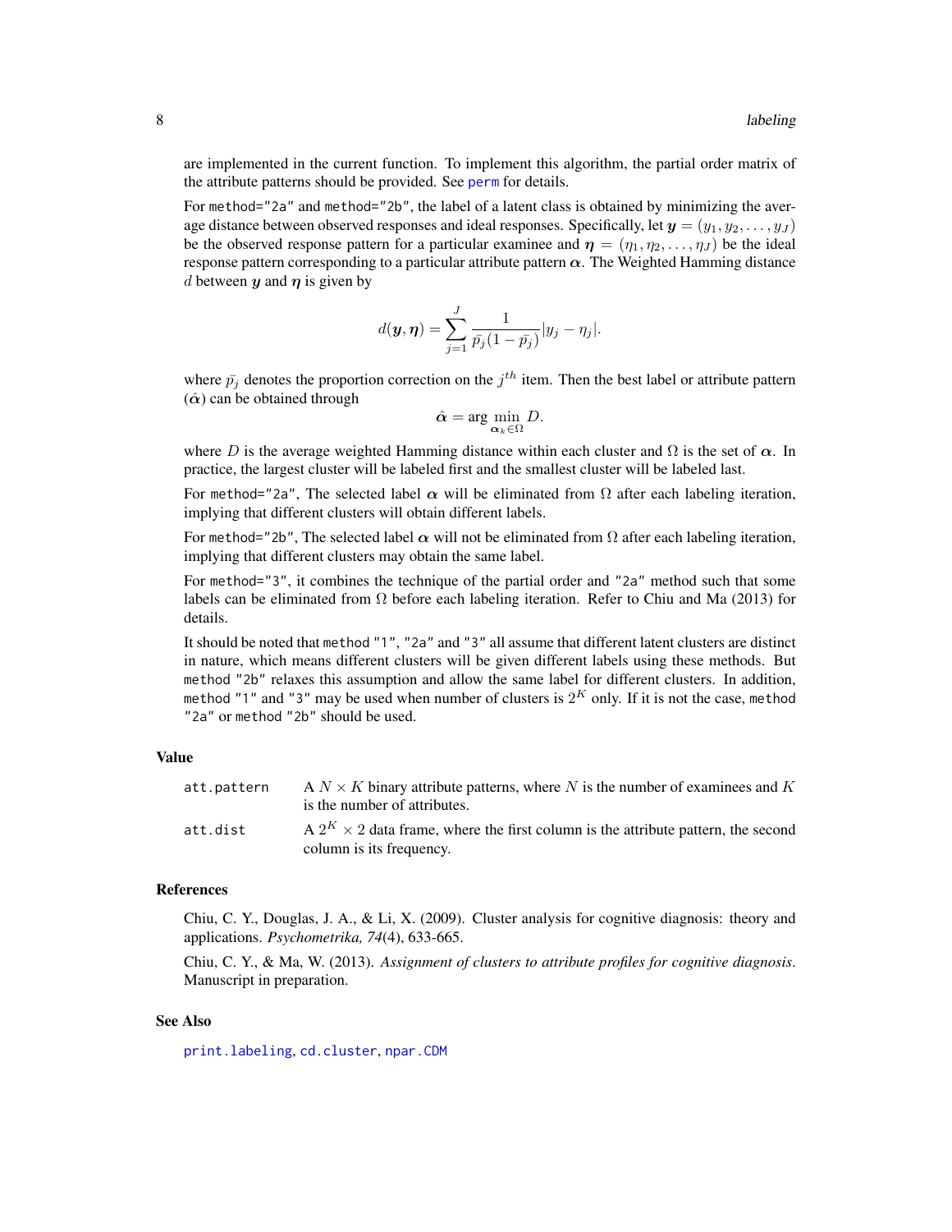are implemented in the current function. To implement this algorithm, the partial order matrix of the attribute patterns should be provided. See `perm` for details.

For `method="2a"` and `method="2b"`, the label of a latent class is obtained by minimizing the average distance between observed responses and ideal responses. Specifically, let $\boldsymbol{y} = (y_1, y_2, \ldots, y_J)$ be the observed response pattern for a particular examinee and $\boldsymbol{\eta} = (\eta_1, \eta_2, \ldots, \eta_J)$ be the ideal response pattern corresponding to a particular attribute pattern $\boldsymbol{\alpha}$. The Weighted Hamming distance $d$ between $\boldsymbol{y}$ and $\boldsymbol{\eta}$ is given by

$$d(\boldsymbol{y}, \boldsymbol{\eta}) = \sum_{j=1}^{J} \frac{1}{\bar{p_j}(1-\bar{p_j})} |y_j - \eta_j|.$$

where $\bar{p_j}$ denotes the proportion correction on the $j^{th}$ item. Then the best label or attribute pattern ($\hat{\boldsymbol{\alpha}}$) can be obtained through

$$\hat{\boldsymbol{\alpha}} = \arg \min_{\boldsymbol{\alpha}_k \in \Omega} D.$$

where $D$ is the average weighted Hamming distance within each cluster and $\Omega$ is the set of $\boldsymbol{\alpha}$. In practice, the largest cluster will be labeled first and the smallest cluster will be labeled last.

For `method="2a"`, The selected label $\boldsymbol{\alpha}$ will be eliminated from $\Omega$ after each labeling iteration, implying that different clusters will obtain different labels.

For `method="2b"`, The selected label $\boldsymbol{\alpha}$ will not be eliminated from $\Omega$ after each labeling iteration, implying that different clusters may obtain the same label.

For `method="3"`, it combines the technique of the partial order and `"2a"` method such that some labels can be eliminated from $\Omega$ before each labeling iteration. Refer to Chiu and Ma (2013) for details.

It should be noted that `method "1"`, `"2a"` and `"3"` all assume that different latent clusters are distinct in nature, which means different clusters will be given different labels using these methods. But `method "2b"` relaxes this assumption and allow the same label for different clusters. In addition, `method "1"` and `"3"` may be used when number of clusters is $2^K$ only. If it is not the case, `method "2a"` or `method "2b"` should be used.

## Value

| | |
|---|---|
| `att.pattern` | A $N \times K$ binary attribute patterns, where $N$ is the number of examinees and $K$ is the number of attributes. |
| `att.dist` | A $2^K \times 2$ data frame, where the first column is the attribute pattern, the second column is its frequency. |

## References

Chiu, C. Y., Douglas, J. A., & Li, X. (2009). Cluster analysis for cognitive diagnosis: theory and applications. *Psychometrika, 74*(4), 633-665.

Chiu, C. Y., & Ma, W. (2013). *Assignment of clusters to attribute profiles for cognitive diagnosis*. Manuscript in preparation.

## See Also

`print.labeling`, `cd.cluster`, `npar.CDM`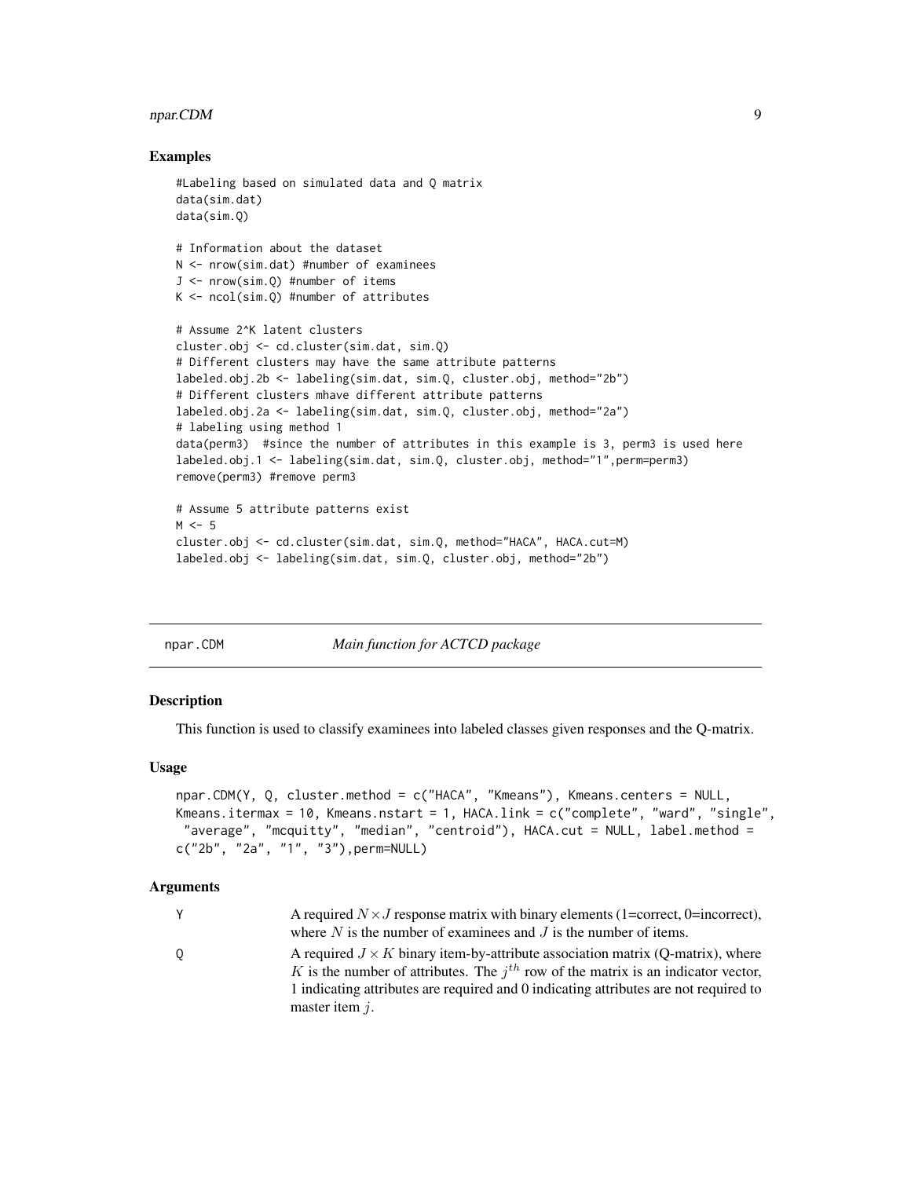## Examples

```
#Labeling based on simulated data and Q matrix
data(sim.dat)
data(sim.Q)

# Information about the dataset
N <- nrow(sim.dat) #number of examinees
J <- nrow(sim.Q) #number of items
K <- ncol(sim.Q) #number of attributes

# Assume 2^K latent clusters
cluster.obj <- cd.cluster(sim.dat, sim.Q)
# Different clusters may have the same attribute patterns
labeled.obj.2b <- labeling(sim.dat, sim.Q, cluster.obj, method="2b")
# Different clusters mhave different attribute patterns
labeled.obj.2a <- labeling(sim.dat, sim.Q, cluster.obj, method="2a")
# labeling using method 1
data(perm3)  #since the number of attributes in this example is 3, perm3 is used here
labeled.obj.1 <- labeling(sim.dat, sim.Q, cluster.obj, method="1",perm=perm3)
remove(perm3) #remove perm3

# Assume 5 attribute patterns exist
M <- 5
cluster.obj <- cd.cluster(sim.dat, sim.Q, method="HACA", HACA.cut=M)
labeled.obj <- labeling(sim.dat, sim.Q, cluster.obj, method="2b")
```

# npar.CDM — *Main function for ACTCD package*

## Description

This function is used to classify examinees into labeled classes given responses and the Q-matrix.

## Usage

```
npar.CDM(Y, Q, cluster.method = c("HACA", "Kmeans"), Kmeans.centers = NULL,
Kmeans.itermax = 10, Kmeans.nstart = 1, HACA.link = c("complete", "ward", "single",
 "average", "mcquitty", "median", "centroid"), HACA.cut = NULL, label.method =
c("2b", "2a", "1", "3"),perm=NULL)
```

## Arguments

| | |
|---|---|
| Y | A required $N \times J$ response matrix with binary elements (1=correct, 0=incorrect), where $N$ is the number of examinees and $J$ is the number of items. |
| Q | A required $J \times K$ binary item-by-attribute association matrix (Q-matrix), where $K$ is the number of attributes. The $j^{th}$ row of the matrix is an indicator vector, 1 indicating attributes are required and 0 indicating attributes are not required to master item $j$. |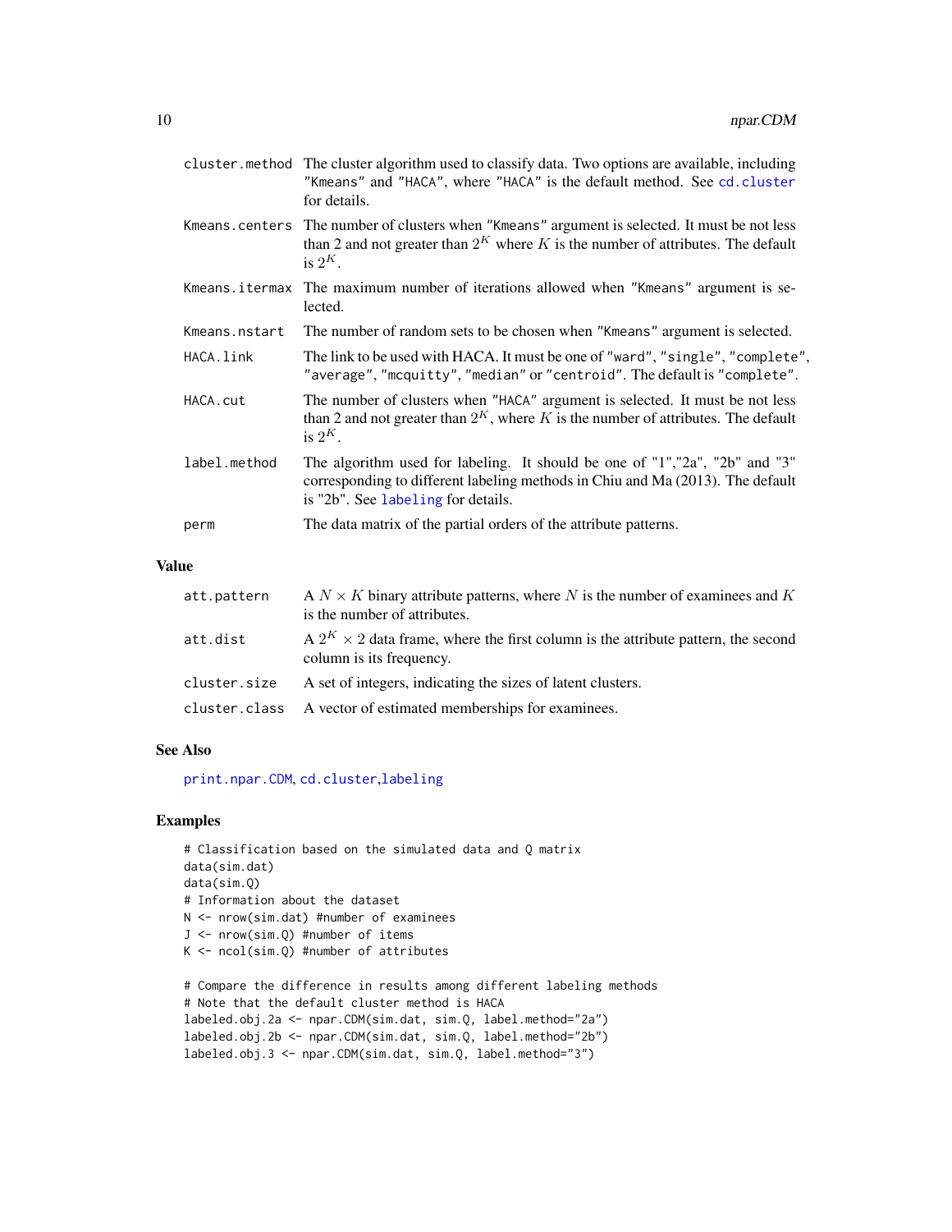| | |
|---|---|
| cluster.method | The cluster algorithm used to classify data. Two options are available, including "Kmeans" and "HACA", where "HACA" is the default method. See cd.cluster for details. |
| Kmeans.centers | The number of clusters when "Kmeans" argument is selected. It must be not less than 2 and not greater than $2^K$ where $K$ is the number of attributes. The default is $2^K$. |
| Kmeans.itermax | The maximum number of iterations allowed when "Kmeans" argument is selected. |
| Kmeans.nstart | The number of random sets to be chosen when "Kmeans" argument is selected. |
| HACA.link | The link to be used with HACA. It must be one of "ward", "single", "complete", "average", "mcquitty", "median" or "centroid". The default is "complete". |
| HACA.cut | The number of clusters when "HACA" argument is selected. It must be not less than 2 and not greater than $2^K$, where $K$ is the number of attributes. The default is $2^K$. |
| label.method | The algorithm used for labeling. It should be one of "1","2a", "2b" and "3" corresponding to different labeling methods in Chiu and Ma (2013). The default is "2b". See labeling for details. |
| perm | The data matrix of the partial orders of the attribute patterns. |

## Value

| | |
|---|---|
| att.pattern | A $N \times K$ binary attribute patterns, where $N$ is the number of examinees and $K$ is the number of attributes. |
| att.dist | A $2^K \times 2$ data frame, where the first column is the attribute pattern, the second column is its frequency. |
| cluster.size | A set of integers, indicating the sizes of latent clusters. |
| cluster.class | A vector of estimated memberships for examinees. |

## See Also

print.npar.CDM, cd.cluster,labeling

## Examples

```
# Classification based on the simulated data and Q matrix
data(sim.dat)
data(sim.Q)
# Information about the dataset
N <- nrow(sim.dat) #number of examinees
J <- nrow(sim.Q) #number of items
K <- ncol(sim.Q) #number of attributes

# Compare the difference in results among different labeling methods
# Note that the default cluster method is HACA
labeled.obj.2a <- npar.CDM(sim.dat, sim.Q, label.method="2a")
labeled.obj.2b <- npar.CDM(sim.dat, sim.Q, label.method="2b")
labeled.obj.3 <- npar.CDM(sim.dat, sim.Q, label.method="3")
```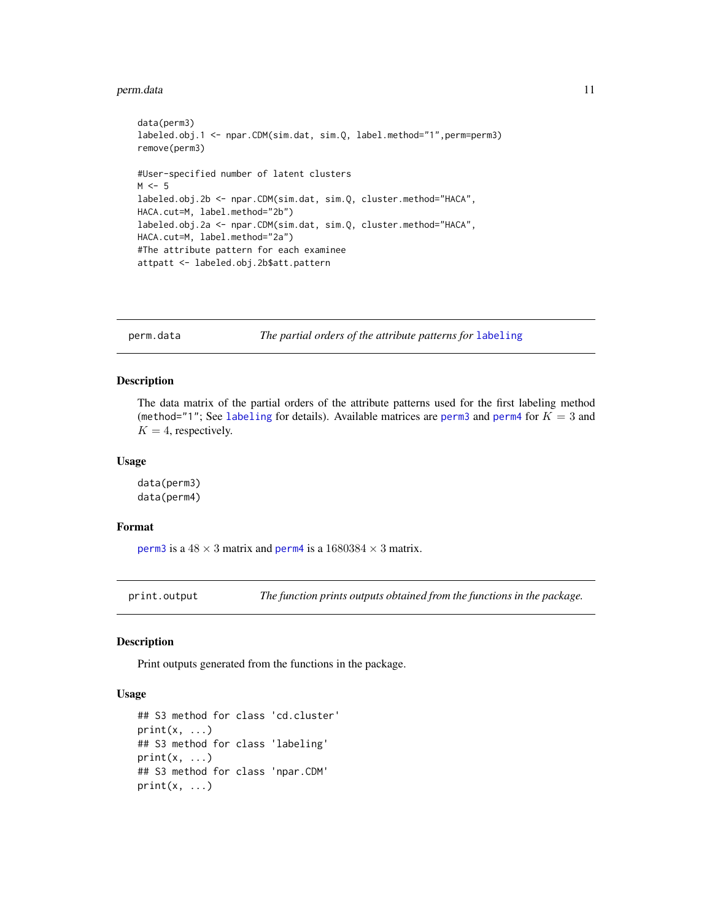```
data(perm3)
labeled.obj.1 <- npar.CDM(sim.dat, sim.Q, label.method="1",perm=perm3)
remove(perm3)

#User-specified number of latent clusters
M <- 5
labeled.obj.2b <- npar.CDM(sim.dat, sim.Q, cluster.method="HACA",
HACA.cut=M, label.method="2b")
labeled.obj.2a <- npar.CDM(sim.dat, sim.Q, cluster.method="HACA",
HACA.cut=M, label.method="2a")
#The attribute pattern for each examinee
attpatt <- labeled.obj.2b$att.pattern
```

## perm.data — *The partial orders of the attribute patterns for* `labeling`

### Description

The data matrix of the partial orders of the attribute patterns used for the first labeling method (`method="1"`; See `labeling` for details). Available matrices are `perm3` and `perm4` for $K = 3$ and $K = 4$, respectively.

### Usage

```
data(perm3)
data(perm4)
```

### Format

`perm3` is a $48 \times 3$ matrix and `perm4` is a $1680384 \times 3$ matrix.

## print.output — *The function prints outputs obtained from the functions in the package.*

### Description

Print outputs generated from the functions in the package.

### Usage

```
## S3 method for class 'cd.cluster'
print(x, ...)
## S3 method for class 'labeling'
print(x, ...)
## S3 method for class 'npar.CDM'
print(x, ...)
```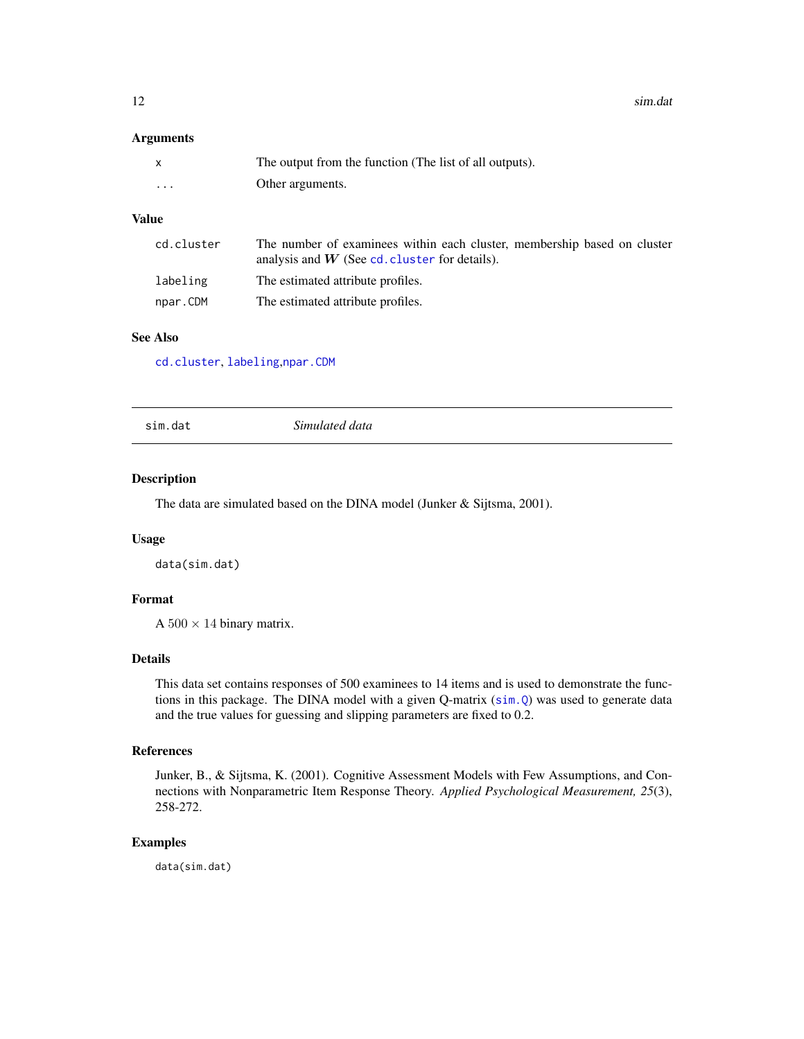## Arguments

| | |
|---|---|
| x | The output from the function (The list of all outputs). |
| ... | Other arguments. |

## Value

| | |
|---|---|
| cd.cluster | The number of examinees within each cluster, membership based on cluster analysis and $\boldsymbol{W}$ (See cd.cluster for details). |
| labeling | The estimated attribute profiles. |
| npar.CDM | The estimated attribute profiles. |

## See Also

cd.cluster, labeling,npar.CDM

---

# sim.dat &nbsp;&nbsp;&nbsp;&nbsp; *Simulated data*

---

## Description

The data are simulated based on the DINA model (Junker & Sijtsma, 2001).

## Usage

```
data(sim.dat)
```

## Format

A $500 \times 14$ binary matrix.

## Details

This data set contains responses of 500 examinees to 14 items and is used to demonstrate the functions in this package. The DINA model with a given Q-matrix (sim.Q) was used to generate data and the true values for guessing and slipping parameters are fixed to 0.2.

## References

Junker, B., & Sijtsma, K. (2001). Cognitive Assessment Models with Few Assumptions, and Connections with Nonparametric Item Response Theory. *Applied Psychological Measurement, 25*(3), 258-272.

## Examples

```
data(sim.dat)
```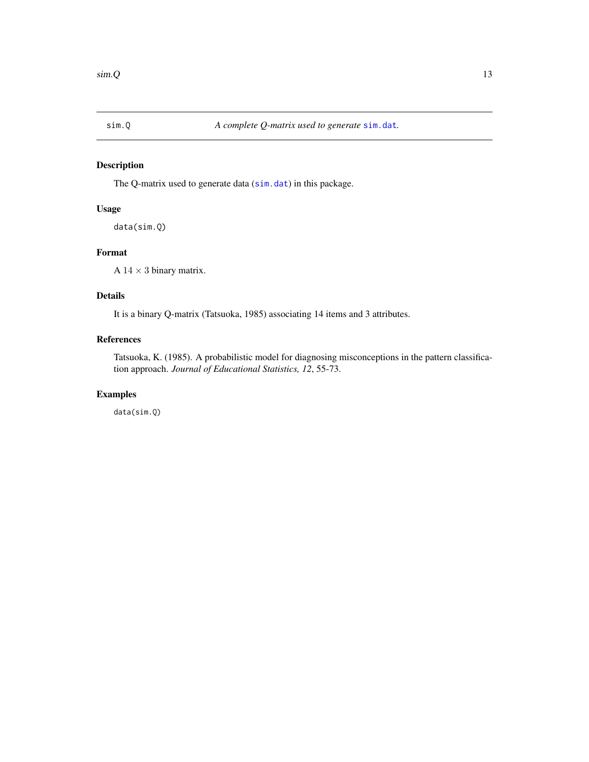sim.Q *A complete Q-matrix used to generate* sim.dat*.*

## Description

The Q-matrix used to generate data (sim.dat) in this package.

## Usage

```
data(sim.Q)
```

## Format

A $14 \times 3$ binary matrix.

## Details

It is a binary Q-matrix (Tatsuoka, 1985) associating 14 items and 3 attributes.

## References

Tatsuoka, K. (1985). A probabilistic model for diagnosing misconceptions in the pattern classification approach. *Journal of Educational Statistics, 12*, 55-73.

## Examples

```
data(sim.Q)
```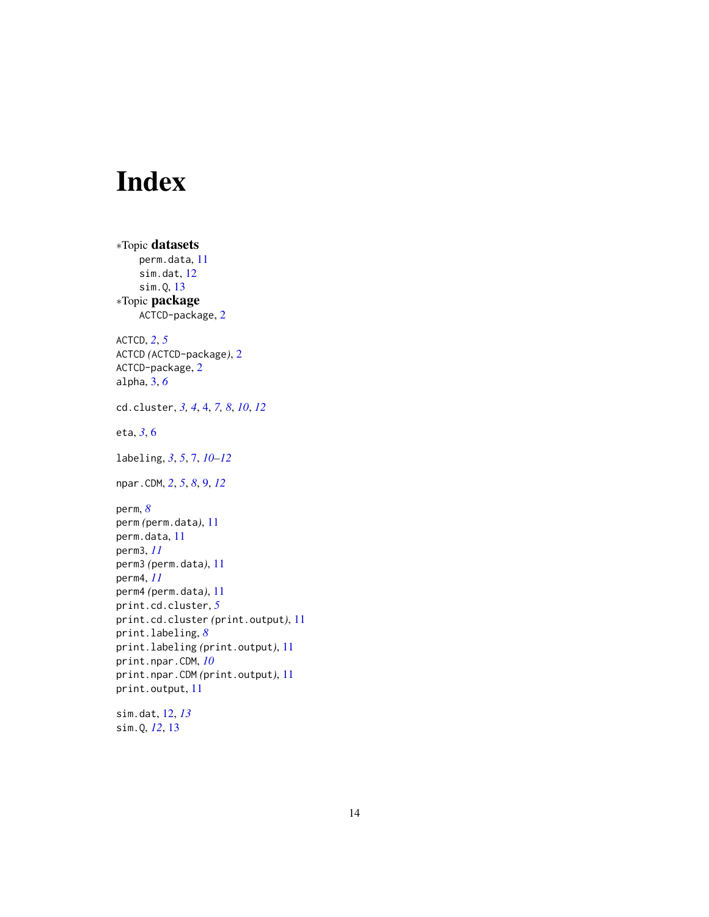# Index

∗Topic **datasets**

- perm.data, 11
- sim.dat, 12
- sim.Q, 13

∗Topic **package**

- ACTCD-package, 2

ACTCD, *2*, *5*
ACTCD *(*ACTCD-package*)*, 2
ACTCD-package, 2
alpha, 3, *6*

cd.cluster, *3, 4*, 4, *7, 8*, *10*, *12*

eta, *3*, 6

labeling, *3*, *5*, 7, *10–12*

npar.CDM, *2*, *5*, *8*, 9, *12*

perm, *8*
perm *(*perm.data*)*, 11
perm.data, 11
perm3, *11*
perm3 *(*perm.data*)*, 11
perm4, *11*
perm4 *(*perm.data*)*, 11
print.cd.cluster, *5*
print.cd.cluster *(*print.output*)*, 11
print.labeling, *8*
print.labeling *(*print.output*)*, 11
print.npar.CDM, *10*
print.npar.CDM *(*print.output*)*, 11
print.output, 11

sim.dat, 12, *13*
sim.Q, *12*, 13